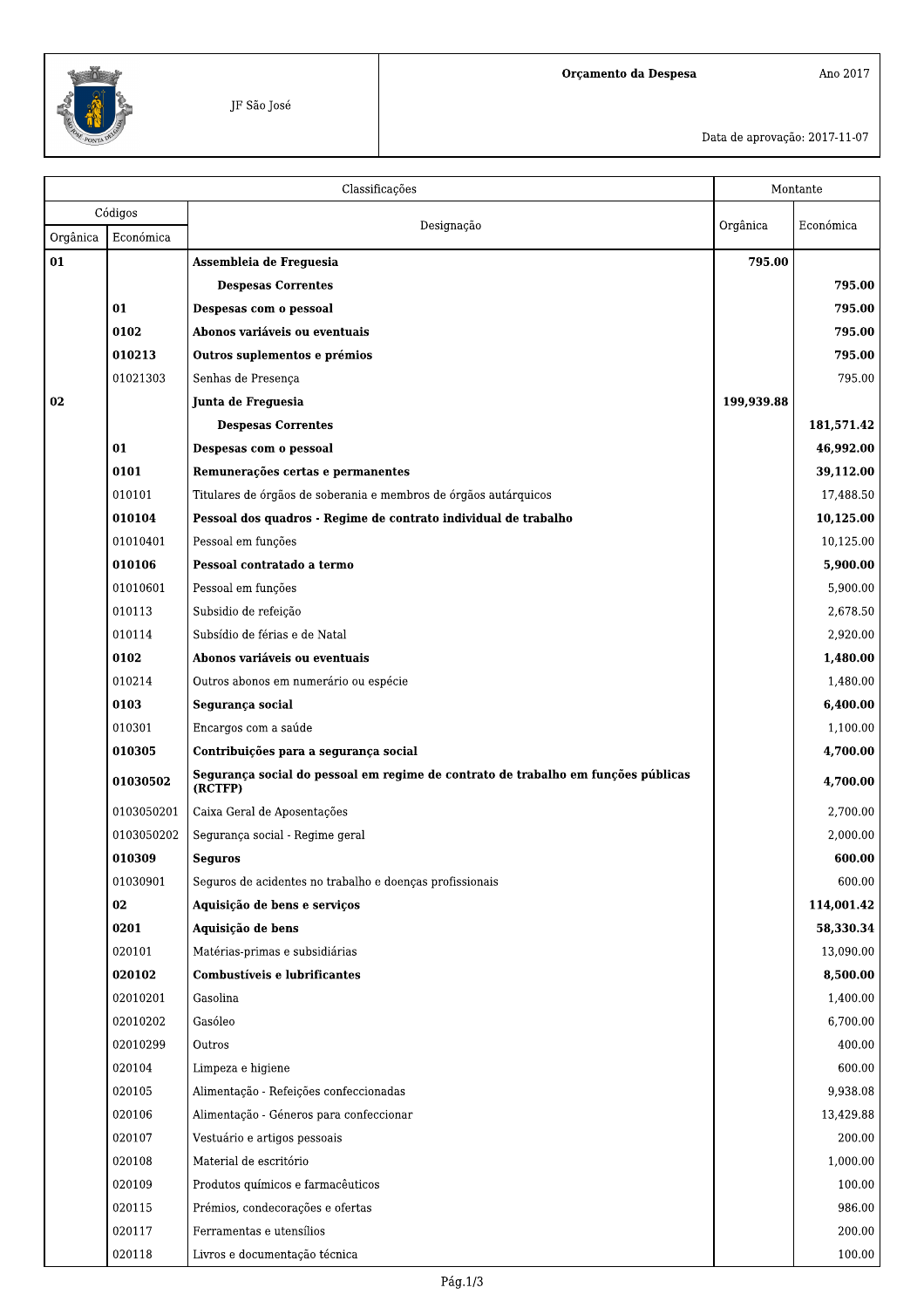JF São José

**Orçamento da Despesa** Ano 2017

Data de aprovação: 2017-11-07

| Classificações | | | Montante | |
|---|---|---|---|---|
| Códigos | | Designação | Orgânica | Económica |
| Orgânica | Económica | | | |
| **01** | | **Assembleia de Freguesia** | **795.00** | |
| | | **Despesas Correntes** | | **795.00** |
| | **01** | **Despesas com o pessoal** | | **795.00** |
| | **0102** | **Abonos variáveis ou eventuais** | | **795.00** |
| | **010213** | **Outros suplementos e prémios** | | **795.00** |
| | 01021303 | Senhas de Presença | | 795.00 |
| **02** | | **Junta de Freguesia** | **199,939.88** | |
| | | **Despesas Correntes** | | **181,571.42** |
| | **01** | **Despesas com o pessoal** | | **46,992.00** |
| | **0101** | **Remunerações certas e permanentes** | | **39,112.00** |
| | 010101 | Titulares de órgãos de soberania e membros de órgãos autárquicos | | 17,488.50 |
| | **010104** | **Pessoal dos quadros - Regime de contrato individual de trabalho** | | **10,125.00** |
| | 01010401 | Pessoal em funções | | 10,125.00 |
| | **010106** | **Pessoal contratado a termo** | | **5,900.00** |
| | 01010601 | Pessoal em funções | | 5,900.00 |
| | 010113 | Subsidio de refeição | | 2,678.50 |
| | 010114 | Subsídio de férias e de Natal | | 2,920.00 |
| | **0102** | **Abonos variáveis ou eventuais** | | **1,480.00** |
| | 010214 | Outros abonos em numerário ou espécie | | 1,480.00 |
| | **0103** | **Segurança social** | | **6,400.00** |
| | 010301 | Encargos com a saúde | | 1,100.00 |
| | **010305** | **Contribuições para a segurança social** | | **4,700.00** |
| | **01030502** | **Segurança social do pessoal em regime de contrato de trabalho em funções públicas (RCTFP)** | | **4,700.00** |
| | 0103050201 | Caixa Geral de Aposentações | | 2,700.00 |
| | 0103050202 | Segurança social - Regime geral | | 2,000.00 |
| | **010309** | **Seguros** | | **600.00** |
| | 01030901 | Seguros de acidentes no trabalho e doenças profissionais | | 600.00 |
| | **02** | **Aquisição de bens e serviços** | | **114,001.42** |
| | **0201** | **Aquisição de bens** | | **58,330.34** |
| | 020101 | Matérias-primas e subsidiárias | | 13,090.00 |
| | **020102** | **Combustíveis e lubrificantes** | | **8,500.00** |
| | 02010201 | Gasolina | | 1,400.00 |
| | 02010202 | Gasóleo | | 6,700.00 |
| | 02010299 | Outros | | 400.00 |
| | 020104 | Limpeza e higiene | | 600.00 |
| | 020105 | Alimentação - Refeições confeccionadas | | 9,938.08 |
| | 020106 | Alimentação - Géneros para confeccionar | | 13,429.88 |
| | 020107 | Vestuário e artigos pessoais | | 200.00 |
| | 020108 | Material de escritório | | 1,000.00 |
| | 020109 | Produtos químicos e farmacêuticos | | 100.00 |
| | 020115 | Prémios, condecorações e ofertas | | 986.00 |
| | 020117 | Ferramentas e utensílios | | 200.00 |
| | 020118 | Livros e documentação técnica | | 100.00 |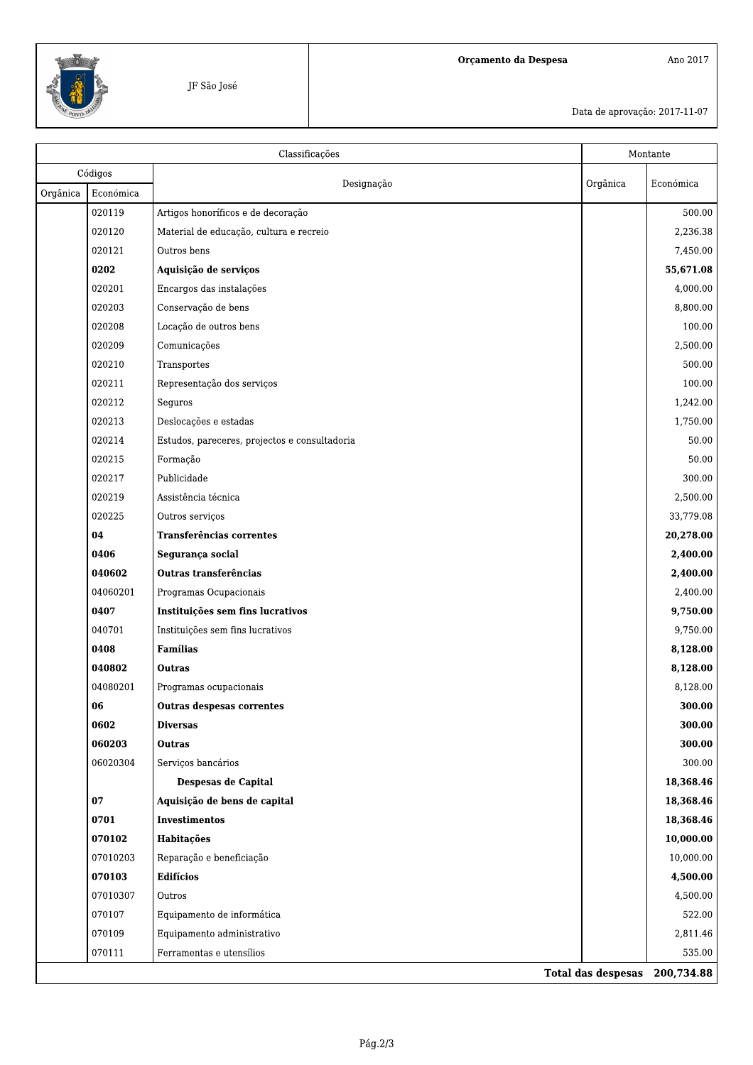JF São José

**Orçamento da Despesa** — Ano 2017

Data de aprovação: 2017-11-07

| Classificações | | | Montante | |
|---|---|---|---|---|
| Códigos | | Designação | Orgânica | Económica |
| Orgânica | Económica | | | |
| | 020119 | Artigos honoríficos e de decoração | | 500.00 |
| | 020120 | Material de educação, cultura e recreio | | 2,236.38 |
| | 020121 | Outros bens | | 7,450.00 |
| | **0202** | **Aquisição de serviços** | | **55,671.08** |
| | 020201 | Encargos das instalações | | 4,000.00 |
| | 020203 | Conservação de bens | | 8,800.00 |
| | 020208 | Locação de outros bens | | 100.00 |
| | 020209 | Comunicações | | 2,500.00 |
| | 020210 | Transportes | | 500.00 |
| | 020211 | Representação dos serviços | | 100.00 |
| | 020212 | Seguros | | 1,242.00 |
| | 020213 | Deslocações e estadas | | 1,750.00 |
| | 020214 | Estudos, pareceres, projectos e consultadoria | | 50.00 |
| | 020215 | Formação | | 50.00 |
| | 020217 | Publicidade | | 300.00 |
| | 020219 | Assistência técnica | | 2,500.00 |
| | 020225 | Outros serviços | | 33,779.08 |
| | **04** | **Transferências correntes** | | **20,278.00** |
| | **0406** | **Segurança social** | | **2,400.00** |
| | **040602** | **Outras transferências** | | **2,400.00** |
| | 04060201 | Programas Ocupacionais | | 2,400.00 |
| | **0407** | **Instituições sem fins lucrativos** | | **9,750.00** |
| | 040701 | Instituições sem fins lucrativos | | 9,750.00 |
| | **0408** | **Famílias** | | **8,128.00** |
| | **040802** | **Outras** | | **8,128.00** |
| | 04080201 | Programas ocupacionais | | 8,128.00 |
| | **06** | **Outras despesas correntes** | | **300.00** |
| | **0602** | **Diversas** | | **300.00** |
| | **060203** | **Outras** | | **300.00** |
| | 06020304 | Serviços bancários | | 300.00 |
| | | **Despesas de Capital** | | **18,368.46** |
| | **07** | **Aquisição de bens de capital** | | **18,368.46** |
| | **0701** | **Investimentos** | | **18,368.46** |
| | **070102** | **Habitações** | | **10,000.00** |
| | 07010203 | Reparação e beneficiação | | 10,000.00 |
| | **070103** | **Edifícios** | | **4,500.00** |
| | 07010307 | Outros | | 4,500.00 |
| | 070107 | Equipamento de informática | | 522.00 |
| | 070109 | Equipamento administrativo | | 2,811.46 |
| | 070111 | Ferramentas e utensílios | | 535.00 |
| | | | **Total das despesas** | **200,734.88** |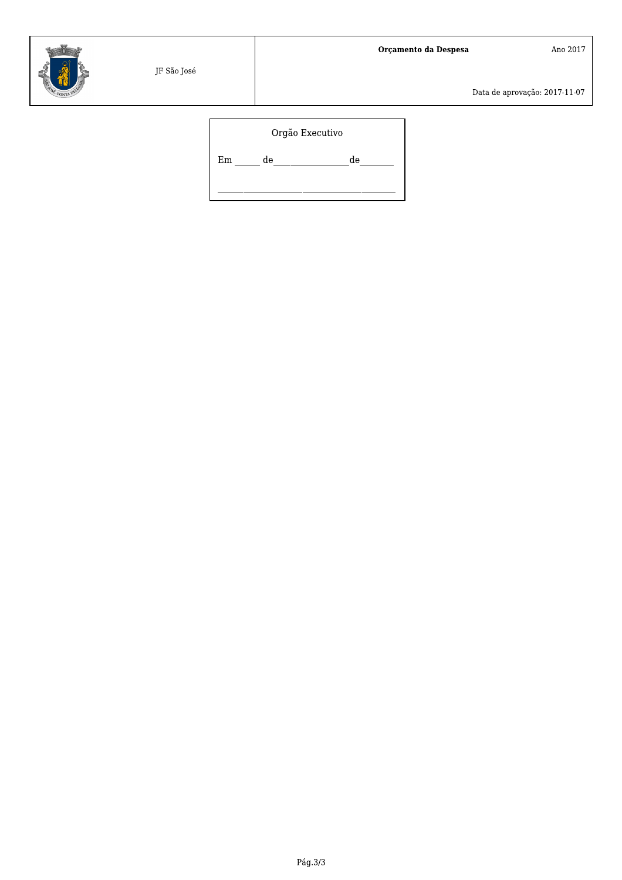| | |
|---|---|
| JF São José | **Orçamento da Despesa** Ano 2017 |
| | Data de aprovação: 2017-11-07 |

Orgão Executivo

Em ______ de________________de________

___________________________________